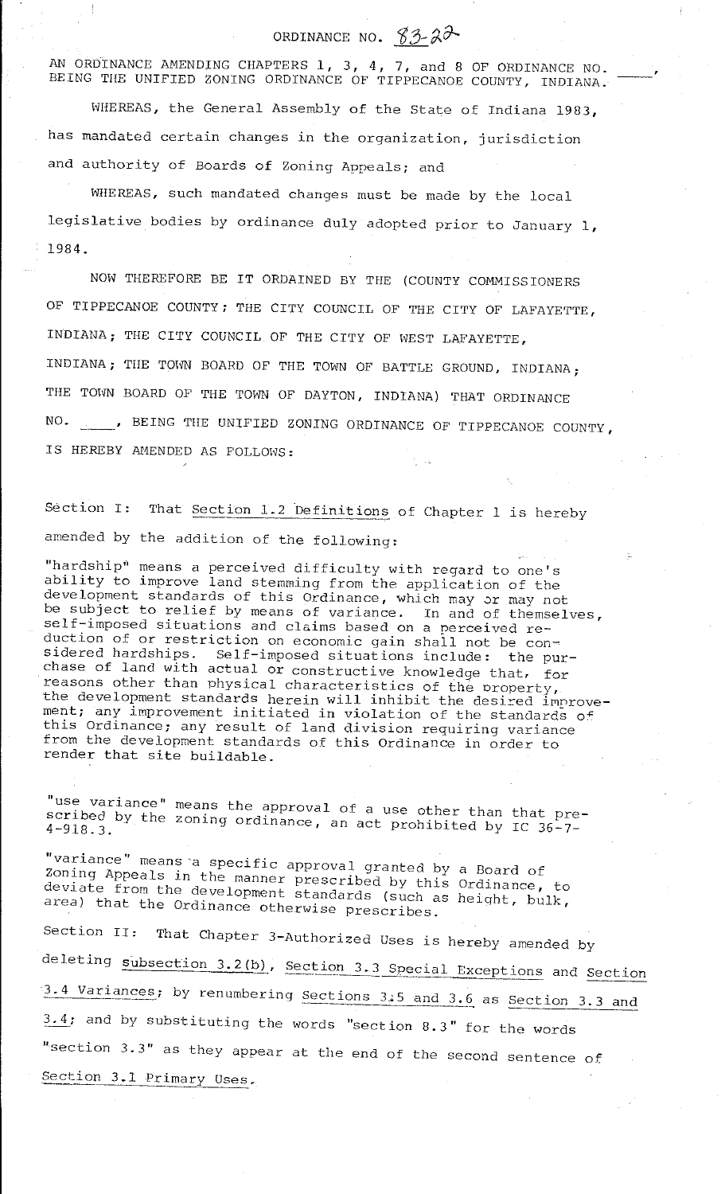# ORDINANCE NO. 83-22

AN ORDINANCE AMENDING CHAPTERS 1, 3, 4, 7, and 8 OF ORDINANCE NO. \_\_\_\_, BEING THE UNIFIED ZONING ORDINANCE OF TIPPECANOE COUNTY, INDIANA.

WHEREAS, the General Assembly of the State of Indiana 1983, has mandated certain changes in the organization, jurisdiction and authority of Boards of Zoning Appeals; and

WHEREAS, such mandated changes must be made by the local legislative bodies by ordinance duly adopted prior to January 1, 1984.

NOW THEREFORE BE IT ORDAINED BY THE (COUNTY COMMISSIONERS OF TIPPECANOE COUNTY; THE CITY COUNCIL OF THE CITY OF LAFAYETTE, INDIANA; THE CITY COUNCIL OF THE CITY OF WEST LAFAYETTE, INDIANA; THE TOWN BOARD OF THE TOWN OF BATTLE GROUND, INDIANA; THE TOWN BOARD OF THE TOWN OF DAYTON, INDIANA) THAT ORDINANCE NO. \_\_\_\_, BEING THE UNIFIED ZONING ORDINANCE OF TIPPECANOE COUNTY, IS HEREBY AMENDED AS FOLLOWS:

Section I: That Section 1.2 Definitions of Chapter 1 is hereby amended by the addition of the following:

"hardship" means a perceived difficulty with regard to one's ability to improve land stemming from the application of the development standards of this Ordinance, which may or may not be subject to relief by means of variance. In and of themselves, self-imposed situations and claims based on a perceived reduction of or restriction on economic gain shall not be considered hardships. Self-imposed situations include: the purchase of land with actual or constructive knowledge that, for reasons other than physical characteristics of the property, the development standards herein will inhibit the desired improvement; any improvement initiated in violation of the standards of this Ordinance; any result of land division requiring variance from the development standards of this Ordinance in order to render that site buildable.

"use variance" means the approval of a use other than that prescribed by the zoning ordinance, an act prohibited by IC 36-7-4-918.3.

"variance" means a specific approval granted by a Board of Zoning Appeals in the manner prescribed by this Ordinance, to deviate from the development standards (such as height, bulk, area) that the Ordinance otherwise prescribes.

Section II: That Chapter 3-Authorized Uses is hereby amended by deleting subsection 3.2(b), Section 3.3 Special Exceptions and Section 3.4 Variances; by renumbering Sections 3.5 and 3.6 as Section 3.3 and 3.4; and by substituting the words "section 8.3" for the words "section 3.3" as they appear at the end of the second sentence of Section 3.1 Primary Uses.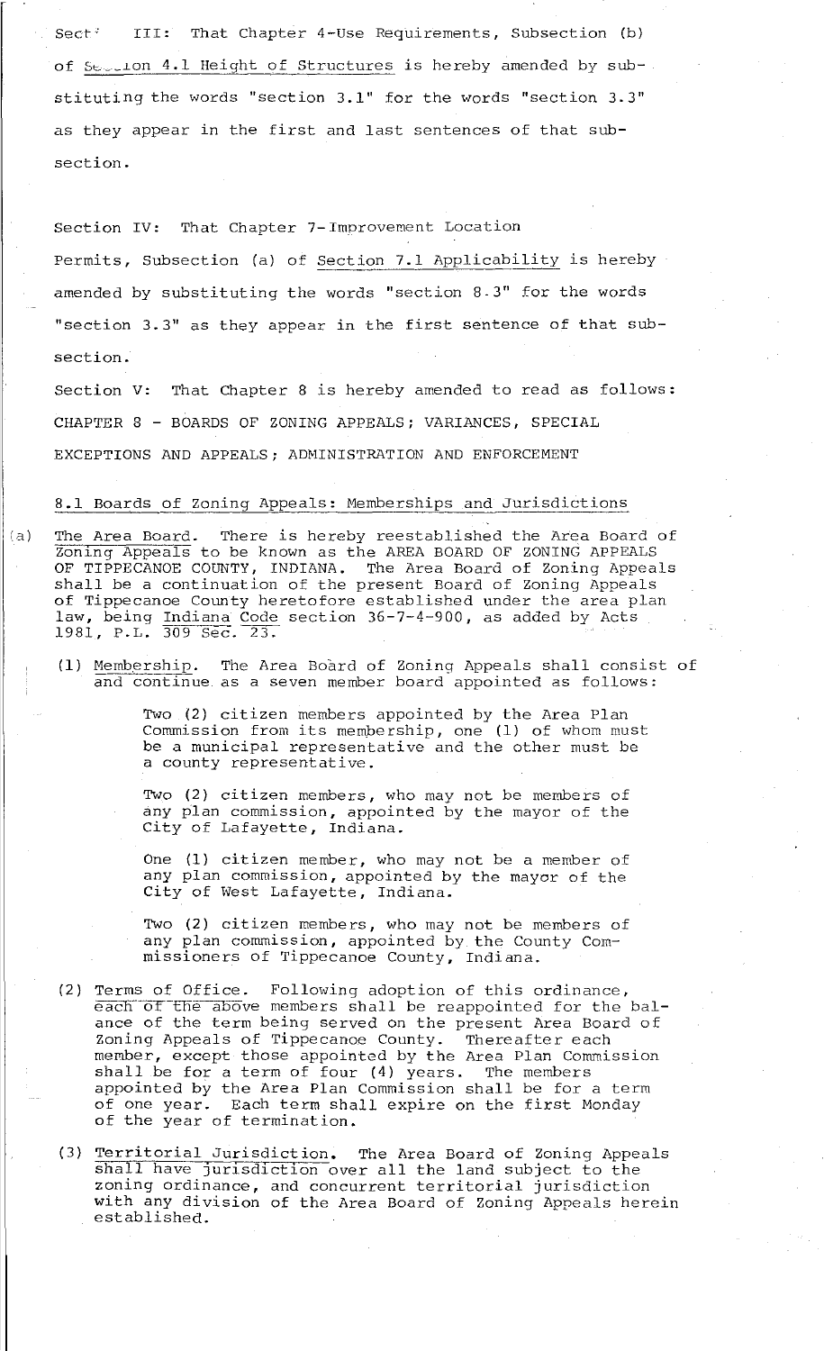Section III: That Chapter 4-Use Requirements, Subsection (b) of Section 4.1 Height of Structures is hereby amended by substituting the words "section 3.1" for the words "section 3.3" as they appear in the first and last sentences of that subsection.

Section IV: That Chapter 7-Improvement Location Permits, Subsection (a) of Section 7.1 Applicability is hereby amended by substituting the words "section 8.3" for the words "section 3.3" as they appear in the first sentence of that subsection.

Section V: That Chapter 8 is hereby amended to read as follows:

CHAPTER 8 - BOARDS OF ZONING APPEALS; VARIANCES, SPECIAL EXCEPTIONS AND APPEALS; ADMINISTRATION AND ENFORCEMENT

8.1 Boards of Zoning Appeals: Memberships and Jurisdictions

(a) The Area Board. There is hereby reestablished the Area Board of Zoning Appeals to be known as the AREA BOARD OF ZONING APPEALS OF TIPPECANOE COUNTY, INDIANA. The Area Board of Zoning Appeals shall be a continuation of the present Board of Zoning Appeals of Tippecanoe County heretofore established under the area plan law, being Indiana Code section 36-7-4-900, as added by Acts 1981, P.L. 309 Sec. 23.

(1) Membership. The Area Board of Zoning Appeals shall consist of and continue as a seven member board appointed as follows:

Two (2) citizen members appointed by the Area Plan Commission from its membership, one (1) of whom must be a municipal representative and the other must be a county representative.

Two (2) citizen members, who may not be members of any plan commission, appointed by the mayor of the City of Lafayette, Indiana.

One (1) citizen member, who may not be a member of any plan commission, appointed by the mayor of the City of West Lafayette, Indiana.

Two (2) citizen members, who may not be members of any plan commission, appointed by the County Commissioners of Tippecanoe County, Indiana.

(2) Terms of Office. Following adoption of this ordinance, each of the above members shall be reappointed for the balance of the term being served on the present Area Board of Zoning Appeals of Tippecanoe County. Thereafter each member, except those appointed by the Area Plan Commission shall be for a term of four (4) years. The members appointed by the Area Plan Commission shall be for a term of one year. Each term shall expire on the first Monday of the year of termination.

(3) Territorial Jurisdiction. The Area Board of Zoning Appeals shall have jurisdiction over all the land subject to the zoning ordinance, and concurrent territorial jurisdiction with any division of the Area Board of Zoning Appeals herein established.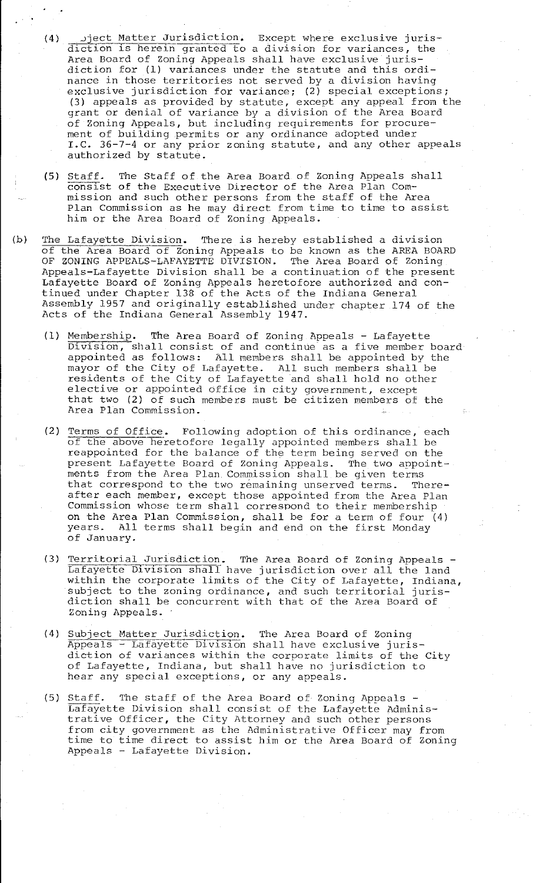(4) <u>Subject Matter Jurisdiction</u>. Except where exclusive jurisdiction is herein granted to a division for variances, the Area Board of Zoning Appeals shall have exclusive jurisdiction for (1) variances under the statute and this ordinance in those territories not served by a division having exclusive jurisdiction for variance; (2) special exceptions; (3) appeals as provided by statute, except any appeal from the grant or denial of variance by a division of the Area Board of Zoning Appeals, but including requirements for procurement of building permits or any ordinance adopted under I.C. 36-7-4 or any prior zoning statute, and any other appeals authorized by statute.

(5) <u>Staff</u>. The Staff of the Area Board of Zoning Appeals shall consist of the Executive Director of the Area Plan Commission and such other persons from the staff of the Area Plan Commission as he may direct from time to time to assist him or the Area Board of Zoning Appeals.

(b) <u>The Lafayette Division</u>. There is hereby established a division of the Area Board of Zoning Appeals to be known as the AREA BOARD OF ZONING APPEALS-LAFAYETTE DIVISION. The Area Board of Zoning Appeals-Lafayette Division shall be a continuation of the present Lafayette Board of Zoning Appeals heretofore authorized and continued under Chapter 138 of the Acts of the Indiana General Assembly 1957 and originally established under chapter 174 of the Acts of the Indiana General Assembly 1947.

(1) <u>Membership</u>. The Area Board of Zoning Appeals - Lafayette Division, shall consist of and continue as a five member board appointed as follows: All members shall be appointed by the mayor of the City of Lafayette. All such members shall be residents of the City of Lafayette and shall hold no other elective or appointed office in city government, except that two (2) of such members must be citizen members of the Area Plan Commission.

(2) <u>Terms of Office</u>. Following adoption of this ordinance, each of the above heretofore legally appointed members shall be reappointed for the balance of the term being served on the present Lafayette Board of Zoning Appeals. The two appointments from the Area Plan Commission shall be given terms that correspond to the two remaining unserved terms. Thereafter each member, except those appointed from the Area Plan Commission whose term shall correspond to their membership on the Area Plan Commission, shall be for a term of four (4) years. All terms shall begin and end on the first Monday of January.

(3) <u>Territorial Jurisdiction</u>. The Area Board of Zoning Appeals - Lafayette Division shall have jurisdiction over all the land within the corporate limits of the City of Lafayette, Indiana, subject to the zoning ordinance, and such territorial jurisdiction shall be concurrent with that of the Area Board of Zoning Appeals.

(4) <u>Subject Matter Jurisdiction</u>. The Area Board of Zoning Appeals - Lafayette Division shall have exclusive jurisdiction of variances within the corporate limits of the City of Lafayette, Indiana, but shall have no jurisdiction to hear any special exceptions, or any appeals.

(5) <u>Staff</u>. The staff of the Area Board of Zoning Appeals - Lafayette Division shall consist of the Lafayette Administrative Officer, the City Attorney and such other persons from city government as the Administrative Officer may from time to time direct to assist him or the Area Board of Zoning Appeals - Lafayette Division.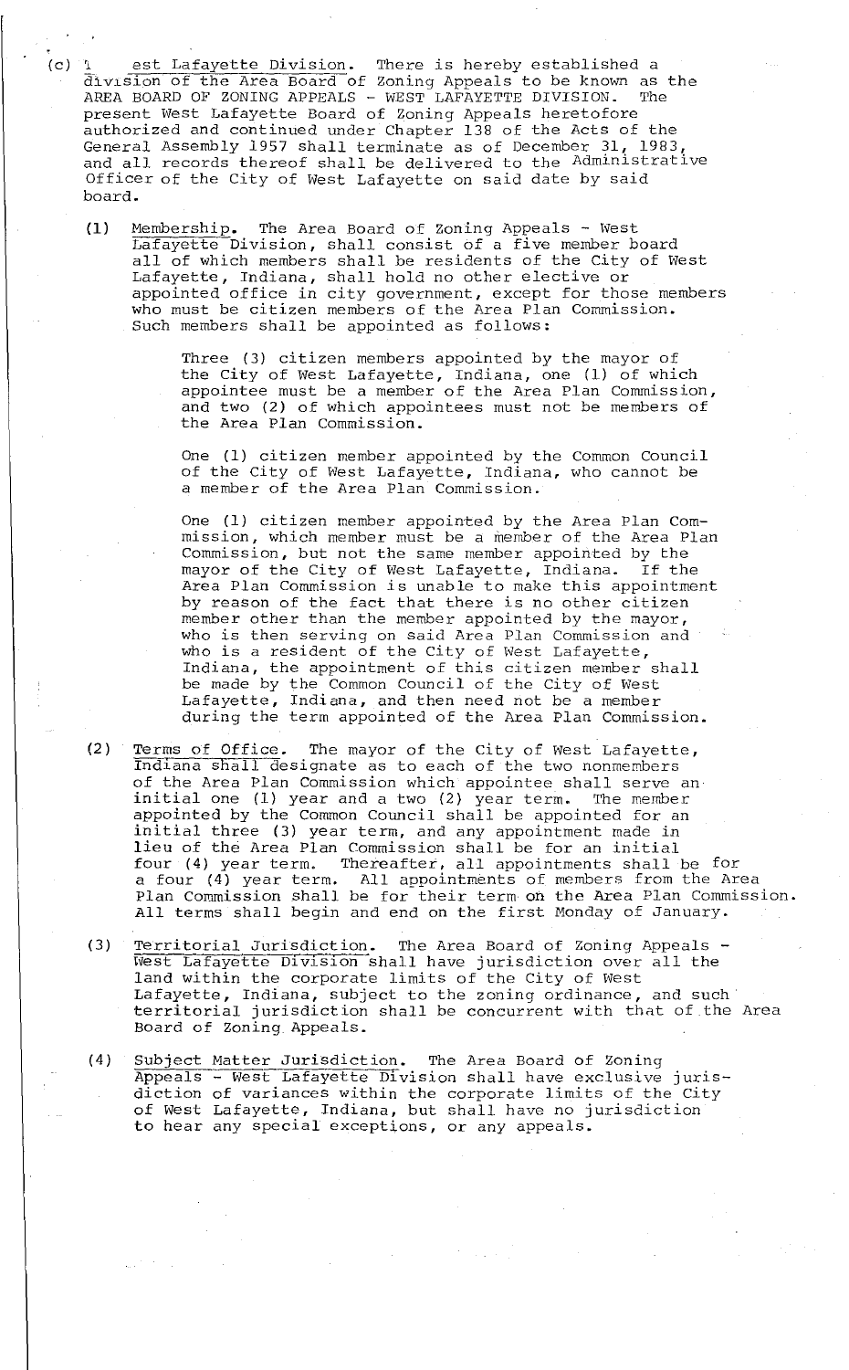(c) West Lafayette Division. There is hereby established a division of the Area Board of Zoning Appeals to be known as the AREA BOARD OF ZONING APPEALS - WEST LAFAYETTE DIVISION. The present West Lafayette Board of Zoning Appeals heretofore authorized and continued under Chapter 138 of the Acts of the General Assembly 1957 shall terminate as of December 31, 1983, and all records thereof shall be delivered to the Administrative Officer of the City of West Lafayette on said date by said board.

(1) Membership. The Area Board of Zoning Appeals - West Lafayette Division, shall consist of a five member board all of which members shall be residents of the City of West Lafayette, Indiana, shall hold no other elective or appointed office in city government, except for those members who must be citizen members of the Area Plan Commission. Such members shall be appointed as follows:

> Three (3) citizen members appointed by the mayor of the City of West Lafayette, Indiana, one (1) of which appointee must be a member of the Area Plan Commission, and two (2) of which appointees must not be members of the Area Plan Commission.
>
> One (1) citizen member appointed by the Common Council of the City of West Lafayette, Indiana, who cannot be a member of the Area Plan Commission.
>
> One (1) citizen member appointed by the Area Plan Commission, which member must be a member of the Area Plan Commission, but not the same member appointed by the mayor of the City of West Lafayette, Indiana. If the Area Plan Commission is unable to make this appointment by reason of the fact that there is no other citizen member other than the member appointed by the mayor, who is then serving on said Area Plan Commission and who is a resident of the City of West Lafayette, Indiana, the appointment of this citizen member shall be made by the Common Council of the City of West Lafayette, Indiana, and then need not be a member during the term appointed of the Area Plan Commission.

(2) Terms of Office. The mayor of the City of West Lafayette, Indiana shall designate as to each of the two nonmembers of the Area Plan Commission which appointee shall serve an initial one (1) year and a two (2) year term. The member appointed by the Common Council shall be appointed for an initial three (3) year term, and any appointment made in lieu of the Area Plan Commission shall be for an initial four (4) year term. Thereafter, all appointments shall be for a four (4) year term. All appointments of members from the Area Plan Commission shall be for their term on the Area Plan Commission. All terms shall begin and end on the first Monday of January.

(3) Territorial Jurisdiction. The Area Board of Zoning Appeals - West Lafayette Division shall have jurisdiction over all the land within the corporate limits of the City of West Lafayette, Indiana, subject to the zoning ordinance, and such territorial jurisdiction shall be concurrent with that of the Area Board of Zoning Appeals.

(4) Subject Matter Jurisdiction. The Area Board of Zoning Appeals - West Lafayette Division shall have exclusive jurisdiction of variances within the corporate limits of the City of West Lafayette, Indiana, but shall have no jurisdiction to hear any special exceptions, or any appeals.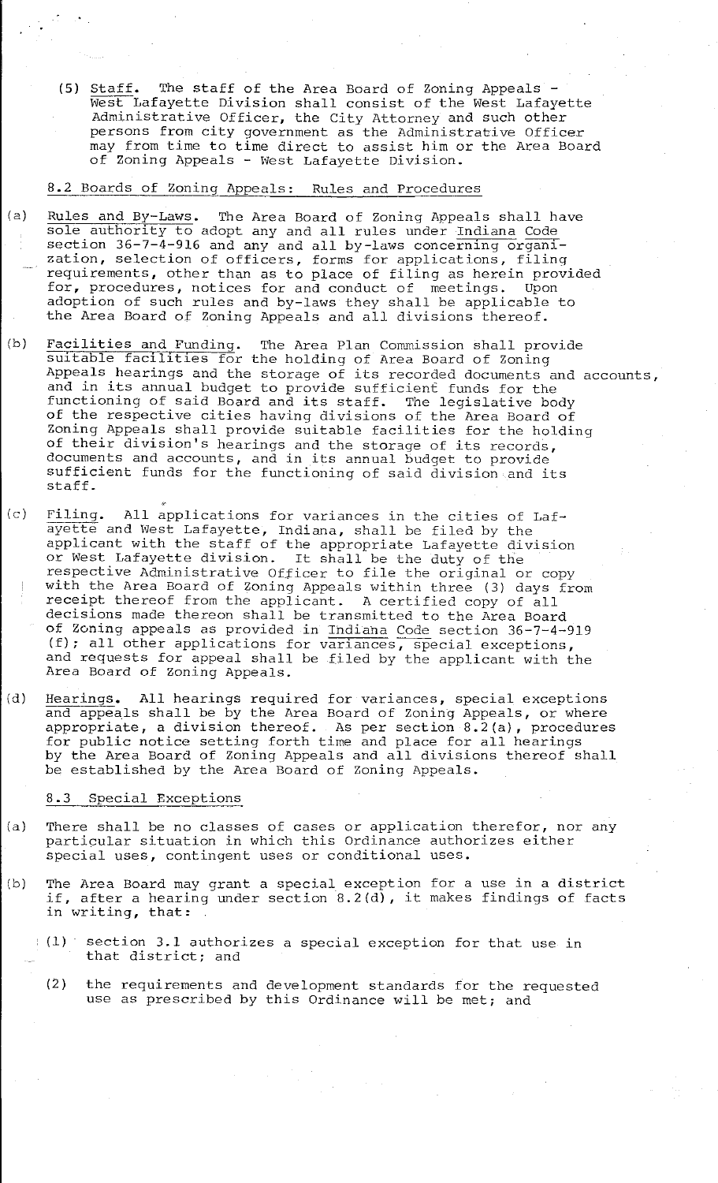(5) Staff. The staff of the Area Board of Zoning Appeals - West Lafayette Division shall consist of the West Lafayette Administrative Officer, the City Attorney and such other persons from city government as the Administrative Officer may from time to time direct to assist him or the Area Board of Zoning Appeals - West Lafayette Division.

## 8.2 Boards of Zoning Appeals: Rules and Procedures

(a) Rules and By-Laws. The Area Board of Zoning Appeals shall have sole authority to adopt any and all rules under Indiana Code section 36-7-4-916 and any and all by-laws concerning organization, selection of officers, forms for applications, filing requirements, other than as to place of filing as herein provided for, procedures, notices for and conduct of meetings. Upon adoption of such rules and by-laws they shall be applicable to the Area Board of Zoning Appeals and all divisions thereof.

(b) Facilities and Funding. The Area Plan Commission shall provide suitable facilities for the holding of Area Board of Zoning Appeals hearings and the storage of its recorded documents and accounts, and in its annual budget to provide sufficient funds for the functioning of said Board and its staff. The legislative body of the respective cities having divisions of the Area Board of Zoning Appeals shall provide suitable facilities for the holding of their division's hearings and the storage of its records, documents and accounts, and in its annual budget to provide sufficient funds for the functioning of said division and its staff.

(c) Filing. All applications for variances in the cities of Lafayette and West Lafayette, Indiana, shall be filed by the applicant with the staff of the appropriate Lafayette division or West Lafayette division. It shall be the duty of the respective Administrative Officer to file the original or copy with the Area Board of Zoning Appeals within three (3) days from receipt thereof from the applicant. A certified copy of all decisions made thereon shall be transmitted to the Area Board of Zoning appeals as provided in Indiana Code section 36-7-4-919 (f); all other applications for variances, special exceptions, and requests for appeal shall be filed by the applicant with the Area Board of Zoning Appeals.

(d) Hearings. All hearings required for variances, special exceptions and appeals shall be by the Area Board of Zoning Appeals, or where appropriate, a division thereof. As per section 8.2(a), procedures for public notice setting forth time and place for all hearings by the Area Board of Zoning Appeals and all divisions thereof shall be established by the Area Board of Zoning Appeals.

## 8.3 Special Exceptions

(a) There shall be no classes of cases or application therefor, nor any particular situation in which this Ordinance authorizes either special uses, contingent uses or conditional uses.

(b) The Area Board may grant a special exception for a use in a district if, after a hearing under section 8.2(d), it makes findings of facts in writing, that:

(1) section 3.1 authorizes a special exception for that use in that district; and

(2) the requirements and development standards for the requested use as prescribed by this Ordinance will be met; and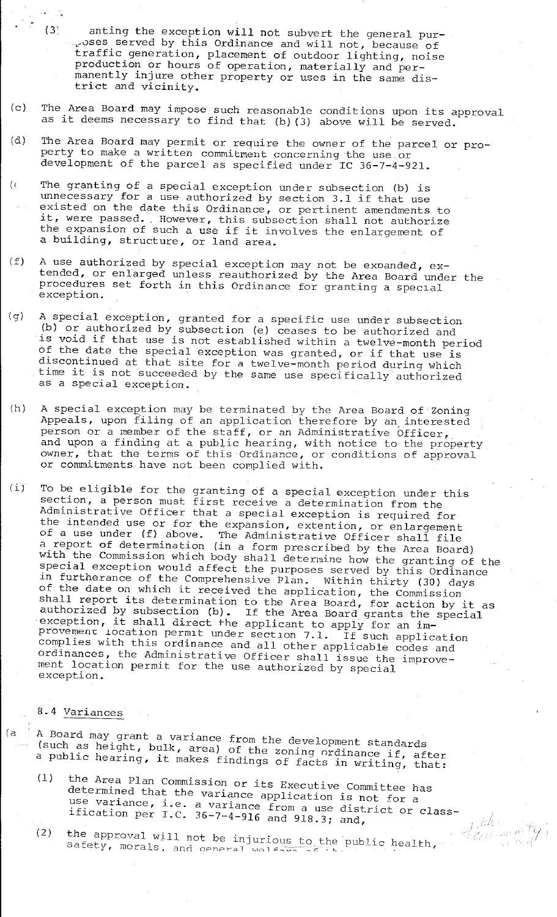(3) anting the exception will not subvert the general purposes served by this Ordinance and will not, because of traffic generation, placement of outdoor lighting, noise production or hours of operation, materially and permanently injure other property or uses in the same district and vicinity.

(c) The Area Board may impose such reasonable conditions upon its approval as it deems necessary to find that (b)(3) above will be served.

(d) The Area Board may permit or require the owner of the parcel or property to make a written commitment concerning the use or development of the parcel as specified under IC 36-7-4-921.

(e) The granting of a special exception under subsection (b) is unnecessary for a use authorized by section 3.1 if that use existed on the date this Ordinance, or pertinent amendments to it, were passed. However, this subsection shall not authorize the expansion of such a use if it involves the enlargement of a building, structure, or land area.

(f) A use authorized by special exception may not be expanded, extended, or enlarged unless reauthorized by the Area Board under the procedures set forth in this Ordinance for granting a special exception.

(g) A special exception, granted for a specific use under subsection (b) or authorized by subsection (e) ceases to be authorized and is void if that use is not established within a twelve-month period of the date the special exception was granted, or if that use is discontinued at that site for a twelve-month period during which time it is not succeeded by the same use specifically authorized as a special exception.

(h) A special exception may be terminated by the Area Board of Zoning Appeals, upon filing of an application therefore by an interested person or a member of the staff, or an Administrative Officer, and upon a finding at a public hearing, with notice to the property owner, that the terms of this Ordinance, or conditions of approval or commitments have not been complied with.

(i) To be eligible for the granting of a special exception under this section, a person must first receive a determination from the Administrative Officer that a special exception is required for the intended use or for the expansion, extention, or enlargement of a use under (f) above. The Administrative Officer shall file a report of determination (in a form prescribed by the Area Board) with the Commission which body shall determine how the granting of the special exception would affect the purposes served by this Ordinance in furtherance of the Comprehensive Plan. Within thirty (30) days of the date on which it received the application, the Commission shall report its determination to the Area Board, for action by it as authorized by subsection (b). If the Area Board grants the special exception, it shall direct the applicant to apply for an improvement location permit under section 7.1. If such application complies with this ordinance and all other applicable codes and ordinances, the Administrative Officer shall issue the improvement location permit for the use authorized by special exception.

## 8.4 Variances

(a) A Board may grant a variance from the development standards (such as height, bulk, area) of the zoning ordinance if, after a public hearing, it makes findings of facts in writing, that:

(1) the Area Plan Commission or its Executive Committee has determined that the variance application is not for a use variance, i.e. a variance from a use district or classification per I.C. 36-7-4-916 and 918.3; and,

(2) the approval will not be injurious to the public health, safety, morals, and general welfare of the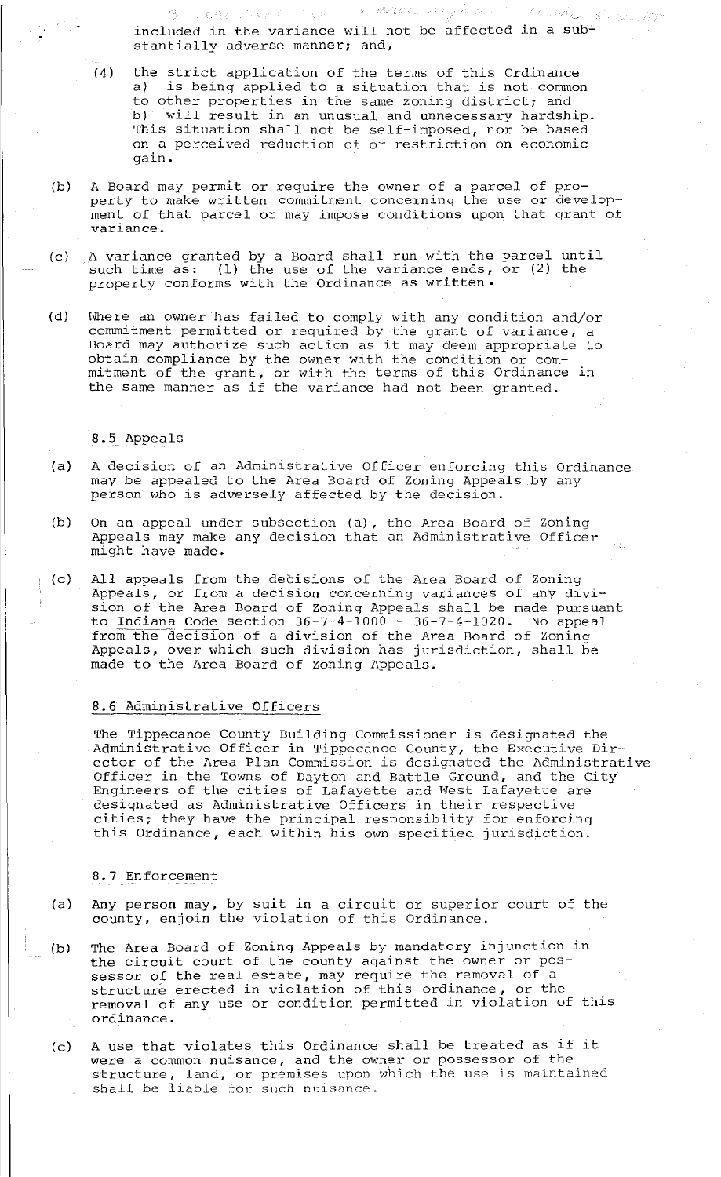included in the variance will not be affected in a substantially adverse manner; and,

(4) the strict application of the terms of this Ordinance a) is being applied to a situation that is not common to other properties in the same zoning district; and b) will result in an unusual and unnecessary hardship. This situation shall not be self-imposed, nor be based on a perceived reduction of or restriction on economic gain.

(b) A Board may permit or require the owner of a parcel of property to make written commitment concerning the use or development of that parcel or may impose conditions upon that grant of variance.

(c) A variance granted by a Board shall run with the parcel until such time as: (1) the use of the variance ends, or (2) the property conforms with the Ordinance as written.

(d) Where an owner has failed to comply with any condition and/or commitment permitted or required by the grant of variance, a Board may authorize such action as it may deem appropriate to obtain compliance by the owner with the condition or commitment of the grant, or with the terms of this Ordinance in the same manner as if the variance had not been granted.

## 8.5 Appeals

(a) A decision of an Administrative Officer enforcing this Ordinance may be appealed to the Area Board of Zoning Appeals by any person who is adversely affected by the decision.

(b) On an appeal under subsection (a), the Area Board of Zoning Appeals may make any decision that an Administrative Officer might have made.

(c) All appeals from the decisions of the Area Board of Zoning Appeals, or from a decision concerning variances of any division of the Area Board of Zoning Appeals shall be made pursuant to Indiana Code section 36-7-4-1000 - 36-7-4-1020. No appeal from the decision of a division of the Area Board of Zoning Appeals, over which such division has jurisdiction, shall be made to the Area Board of Zoning Appeals.

## 8.6 Administrative Officers

The Tippecanoe County Building Commissioner is designated the Administrative Officer in Tippecanoe County, the Executive Director of the Area Plan Commission is designated the Administrative Officer in the Towns of Dayton and Battle Ground, and the City Engineers of the cities of Lafayette and West Lafayette are designated as Administrative Officers in their respective cities; they have the principal responsiblity for enforcing this Ordinance, each within his own specified jurisdiction.

## 8.7 Enforcement

(a) Any person may, by suit in a circuit or superior court of the county, enjoin the violation of this Ordinance.

(b) The Area Board of Zoning Appeals by mandatory injunction in the circuit court of the county against the owner or possessor of the real estate, may require the removal of a structure erected in violation of this ordinance, or the removal of any use or condition permitted in violation of this ordinance.

(c) A use that violates this Ordinance shall be treated as if it were a common nuisance, and the owner or possessor of the structure, land, or premises upon which the use is maintained shall be liable for such nuisance.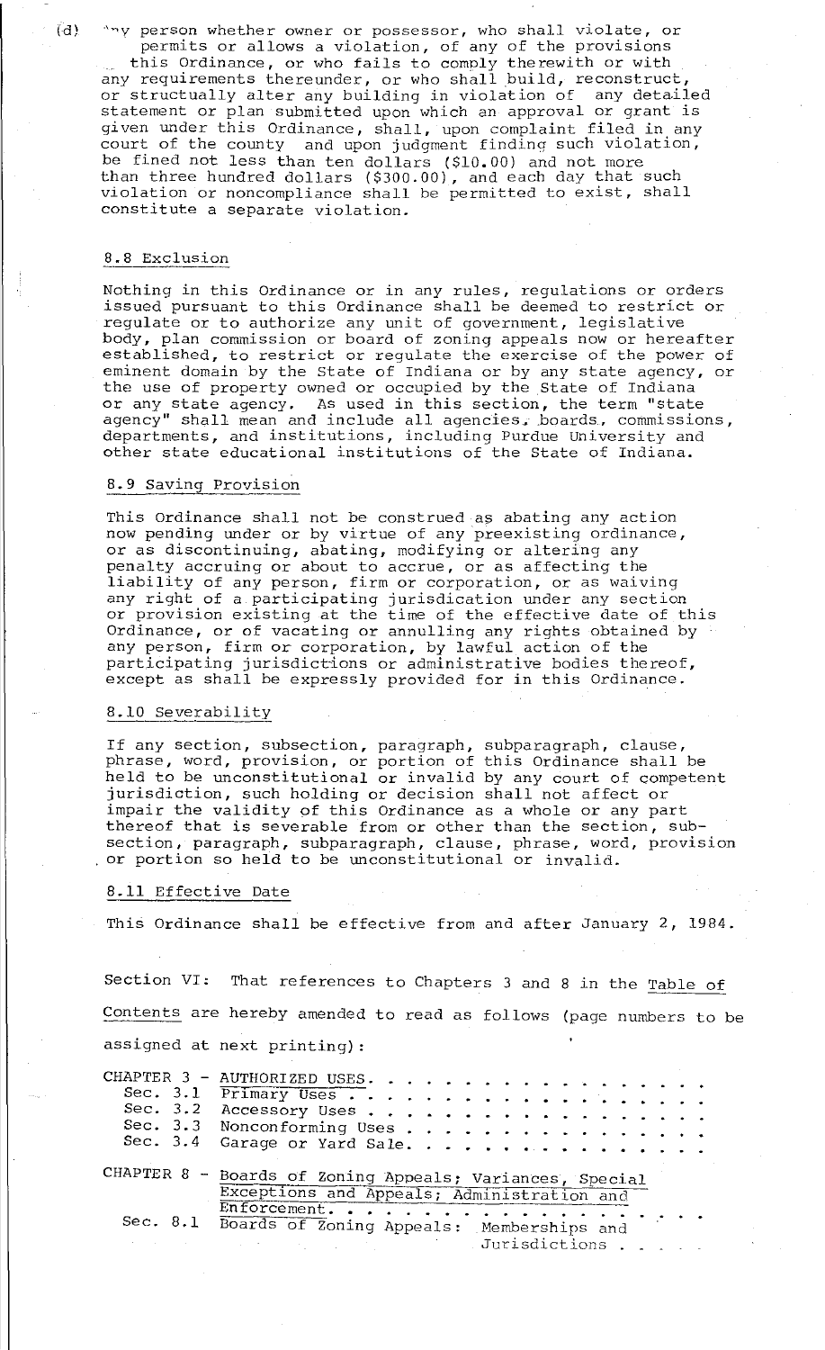(d) Any person whether owner or possessor, who shall violate, or permits or allows a violation, of any of the provisions this Ordinance, or who fails to comply therewith or with any requirements thereunder, or who shall build, reconstruct, or structually alter any building in violation of any detailed statement or plan submitted upon which an approval or grant is given under this Ordinance, shall, upon complaint filed in any court of the county and upon judgment finding such violation, be fined not less than ten dollars ($10.00) and not more than three hundred dollars ($300.00), and each day that such violation or noncompliance shall be permitted to exist, shall constitute a separate violation.

## 8.8 Exclusion

Nothing in this Ordinance or in any rules, regulations or orders issued pursuant to this Ordinance shall be deemed to restrict or regulate or to authorize any unit of government, legislative body, plan commission or board of zoning appeals now or hereafter established, to restrict or regulate the exercise of the power of eminent domain by the State of Indiana or by any state agency, or the use of property owned or occupied by the State of Indiana or any state agency. As used in this section, the term "state agency" shall mean and include all agencies, boards, commissions, departments, and institutions, including Purdue University and other state educational institutions of the State of Indiana.

## 8.9 Saving Provision

This Ordinance shall not be construed as abating any action now pending under or by virtue of any preexisting ordinance, or as discontinuing, abating, modifying or altering any penalty accruing or about to accrue, or as affecting the liability of any person, firm or corporation, or as waiving any right of a participating jurisdication under any section or provision existing at the time of the effective date of this Ordinance, or of vacating or annulling any rights obtained by any person, firm or corporation, by lawful action of the participating jurisdictions or administrative bodies thereof, except as shall be expressly provided for in this Ordinance.

## 8.10 Severability

If any section, subsection, paragraph, subparagraph, clause, phrase, word, provision, or portion of this Ordinance shall be held to be unconstitutional or invalid by any court of competent jurisdiction, such holding or decision shall not affect or impair the validity of this Ordinance as a whole or any part thereof that is severable from or other than the section, subsection, paragraph, subparagraph, clause, phrase, word, provision or portion so held to be unconstitutional or invalid.

## 8.11 Effective Date

This Ordinance shall be effective from and after January 2, 1984.

Section VI: That references to Chapters 3 and 8 in the Table of Contents are hereby amended to read as follows (page numbers to be assigned at next printing):

CHAPTER 3 - AUTHORIZED USES. . . . . . . . . . . . . . . . . . . .
- Sec. 3.1 Primary Uses . . . . . . . . . . . . . . . . . .
- Sec. 3.2 Accessory Uses . . . . . . . . . . . . . . . . .
- Sec. 3.3 Nonconforming Uses . . . . . . . . . . . . . . .
- Sec. 3.4 Garage or Yard Sale. . . . . . . . . . . . . . .

CHAPTER 8 - Boards of Zoning Appeals; Variances, Special Exceptions and Appeals; Administration and Enforcement. . . . . . . . . . . . . . . . . .
- Sec. 8.1 Boards of Zoning Appeals: Memberships and Jurisdictions . . . . .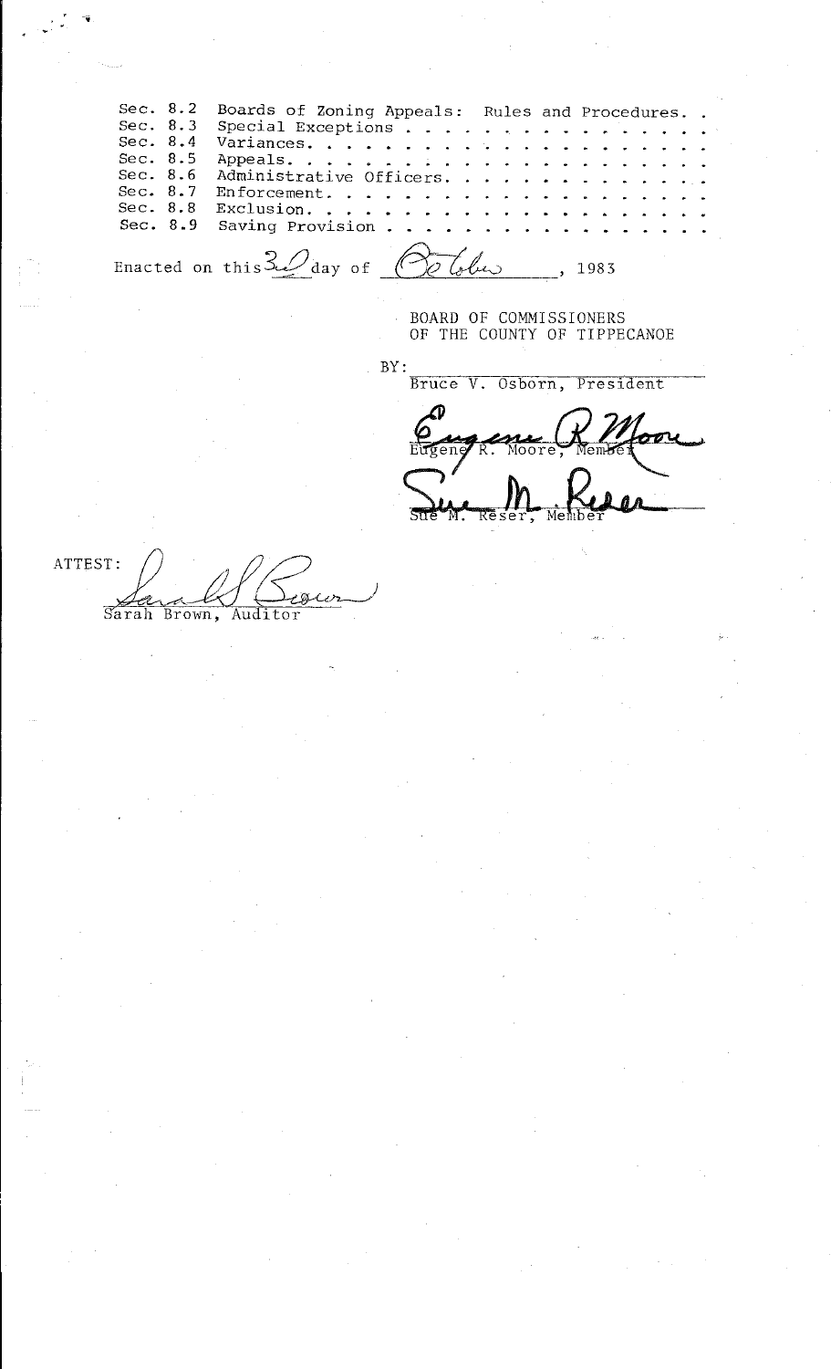Sec. 8.2 Boards of Zoning Appeals: Rules and Procedures. .
Sec. 8.3 Special Exceptions . . . . . . . . . . . . . . . .
Sec. 8.4 Variances. . . . . . . . . . . . . . . . . . . .
Sec. 8.5 Appeals. . . . . . . . . . . . . . . . . . . . .
Sec. 8.6 Administrative Officers. . . . . . . . . . . . . .
Sec. 8.7 Enforcement. . . . . . . . . . . . . . . . . . .
Sec. 8.8 Exclusion. . . . . . . . . . . . . . . . . . . .
Sec. 8.9 Saving Provision . . . . . . . . . . . . . . . .

Enacted on this 3rd day of October, 1983

BOARD OF COMMISSIONERS
OF THE COUNTY OF TIPPECANOE

BY: ______________________
Bruce V. Osborn, President

Eugene R. Moore
Eugene R. Moore, Member

Sue M. Reser
Sue M. Reser, Member

ATTEST:

Sarah Brown
Sarah Brown, Auditor